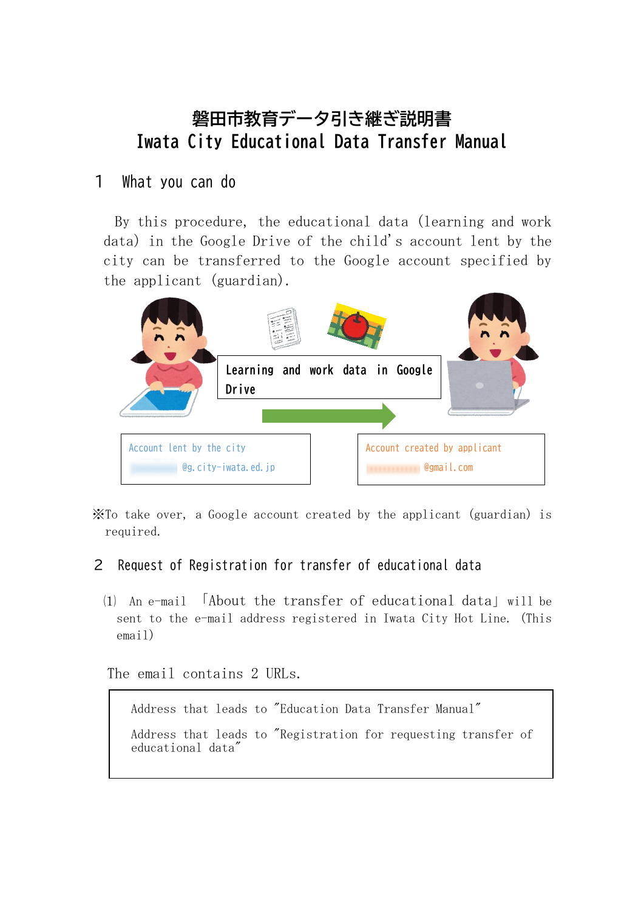# 磐田市教育データ引き継ぎ説明書
# Iwata City Educational Data Transfer Manual

## 1 What you can do

By this procedure, the educational data (learning and work data) in the Google Drive of the child's account lent by the city can be transferred to the Google account specified by the applicant (guardian).

Learning and work data in Google Drive

Account lent by the city
@g.city-iwata.ed.jp

Account created by applicant
@gmail.com

※To take over, a Google account created by the applicant (guardian) is required.

## 2 Request of Registration for transfer of educational data

(1) An e-mail 「About the transfer of educational data」 will be sent to the e-mail address registered in Iwata City Hot Line. (This email)

The email contains 2 URLs.

> Address that leads to "Education Data Transfer Manual"
>
> Address that leads to "Registration for requesting transfer of educational data"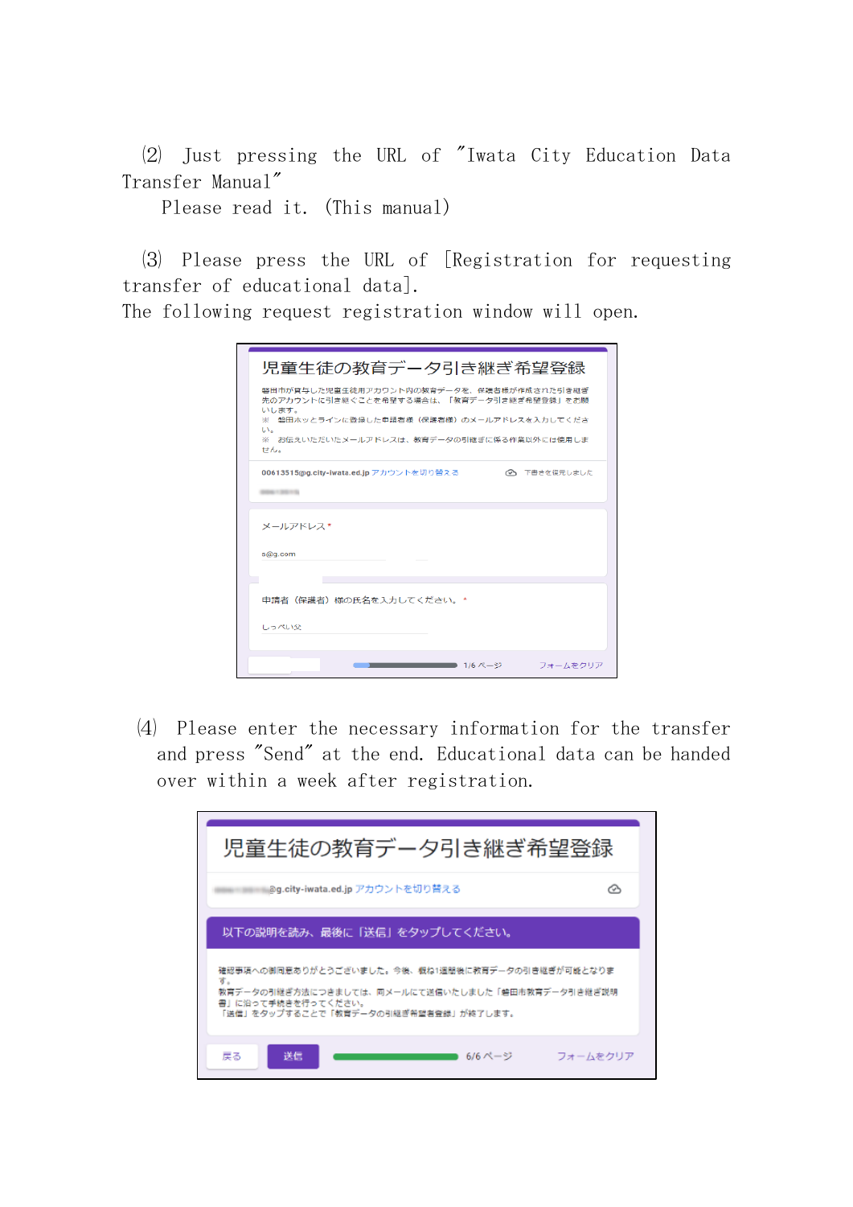⑵ Just pressing the URL of "Iwata City Education Data Transfer Manual"

Please read it. (This manual)

⑶ Please press the URL of [Registration for requesting transfer of educational data].

The following request registration window will open.

⑷ Please enter the necessary information for the transfer and press "Send" at the end. Educational data can be handed over within a week after registration.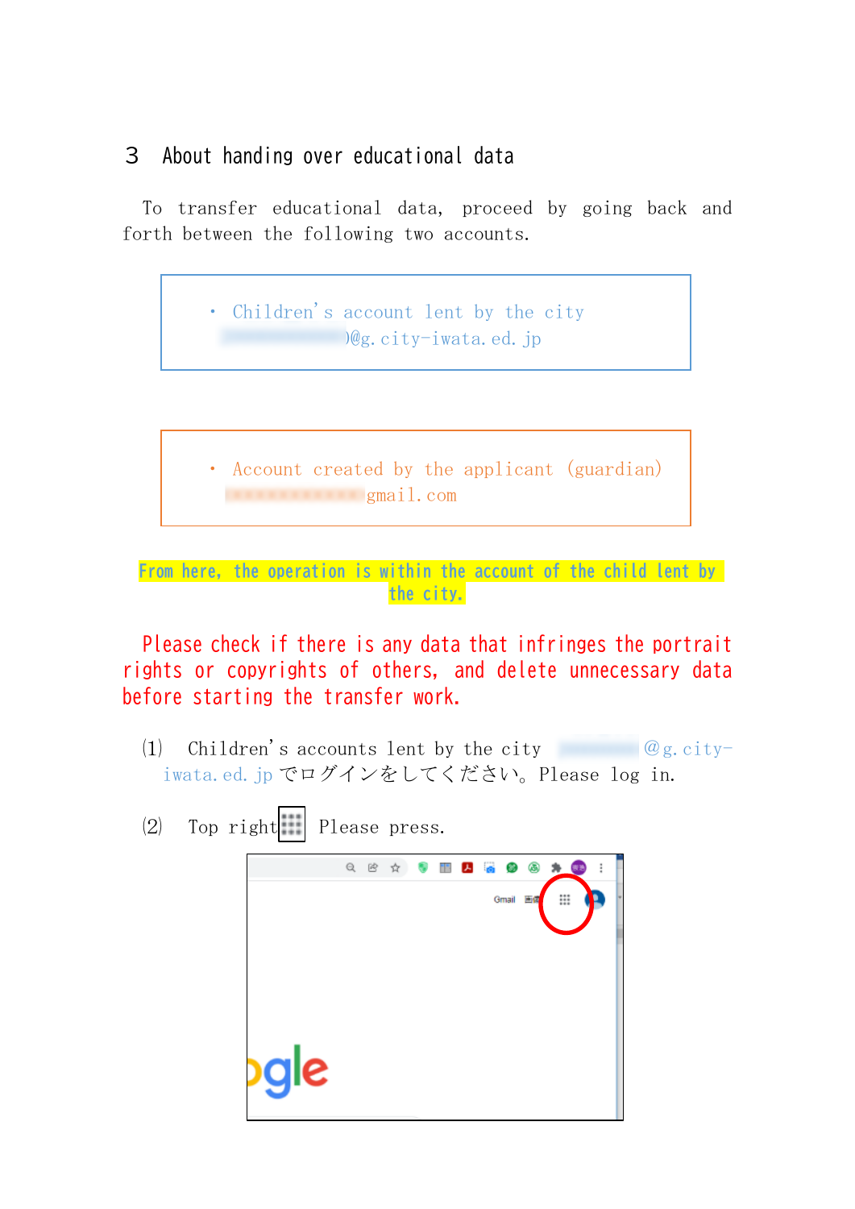## 3 About handing over educational data

To transfer educational data, proceed by going back and forth between the following two accounts.

- Children's account lent by the city
  )@g.city-iwata.ed.jp

- Account created by the applicant (guardian)
  gmail.com

**From here, the operation is within the account of the child lent by the city.**

**Please check if there is any data that infringes the portrait rights or copyrights of others, and delete unnecessary data before starting the transfer work.**

(1) Children's accounts lent by the city @g.city-iwata.ed.jp でログインをしてください。Please log in.

(2) Top right Please press.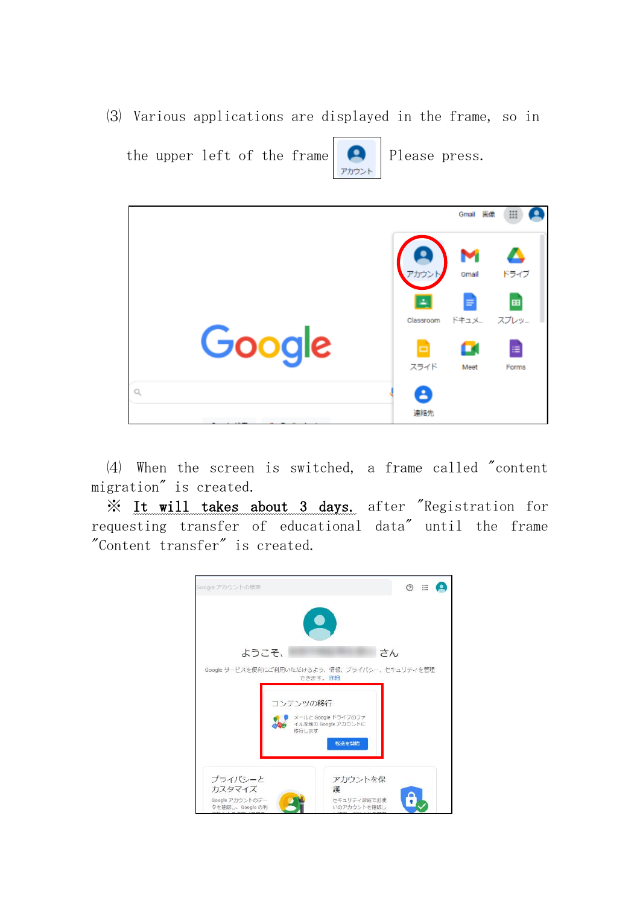(3) Various applications are displayed in the frame, so in the upper left of the frame アカウント Please press.

(4) When the screen is switched, a frame called "content migration" is created.

※ <u>It will takes about 3 days.</u> after "Registration for requesting transfer of educational data" until the frame "Content transfer" is created.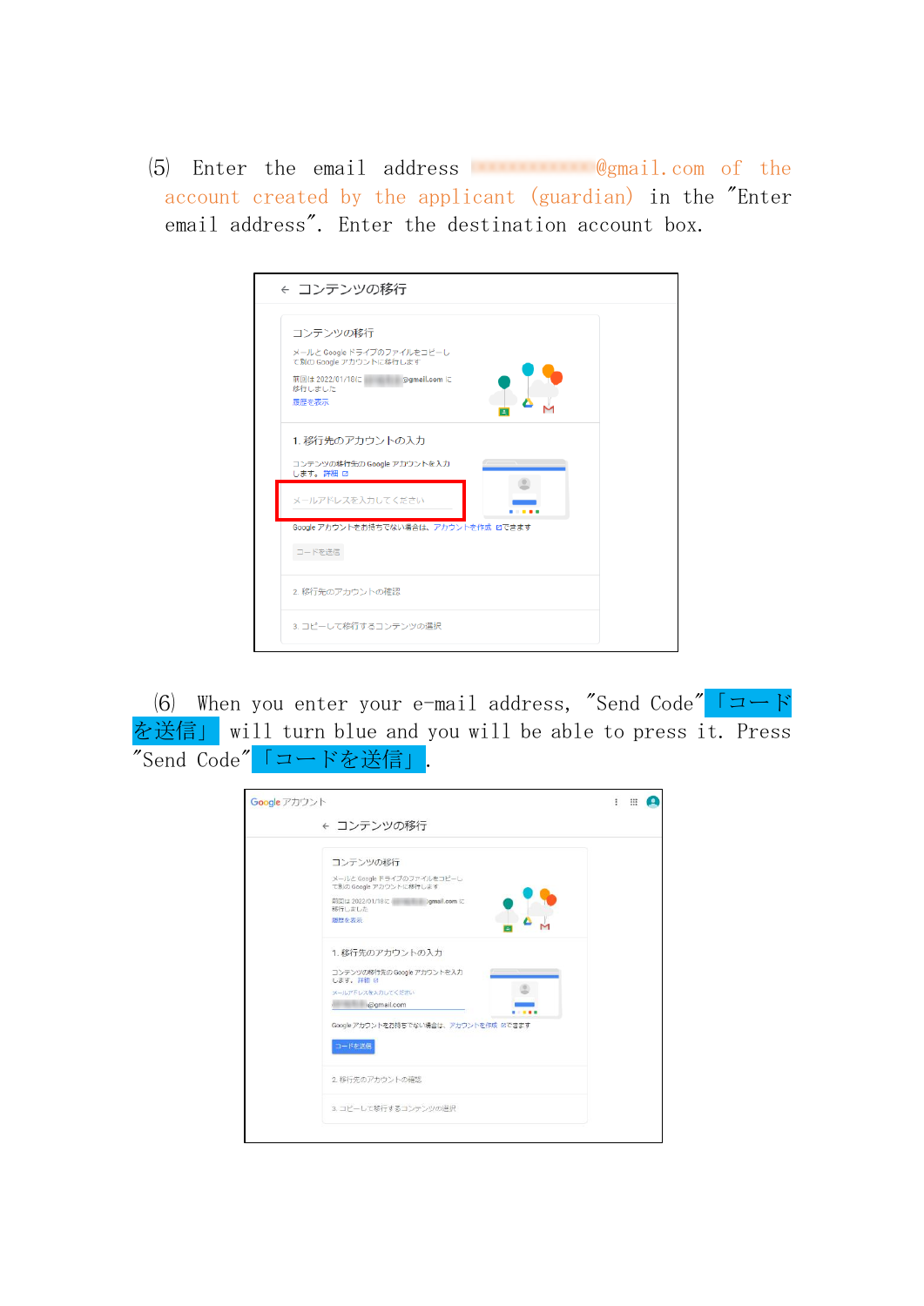(5) Enter the email address ●●●●●●●●●●●●@gmail.com of the account created by the applicant (guardian) in the "Enter email address". Enter the destination account box.

(6) When you enter your e-mail address, "Send Code" 「コードを送信」 will turn blue and you will be able to press it. Press "Send Code" 「コードを送信」.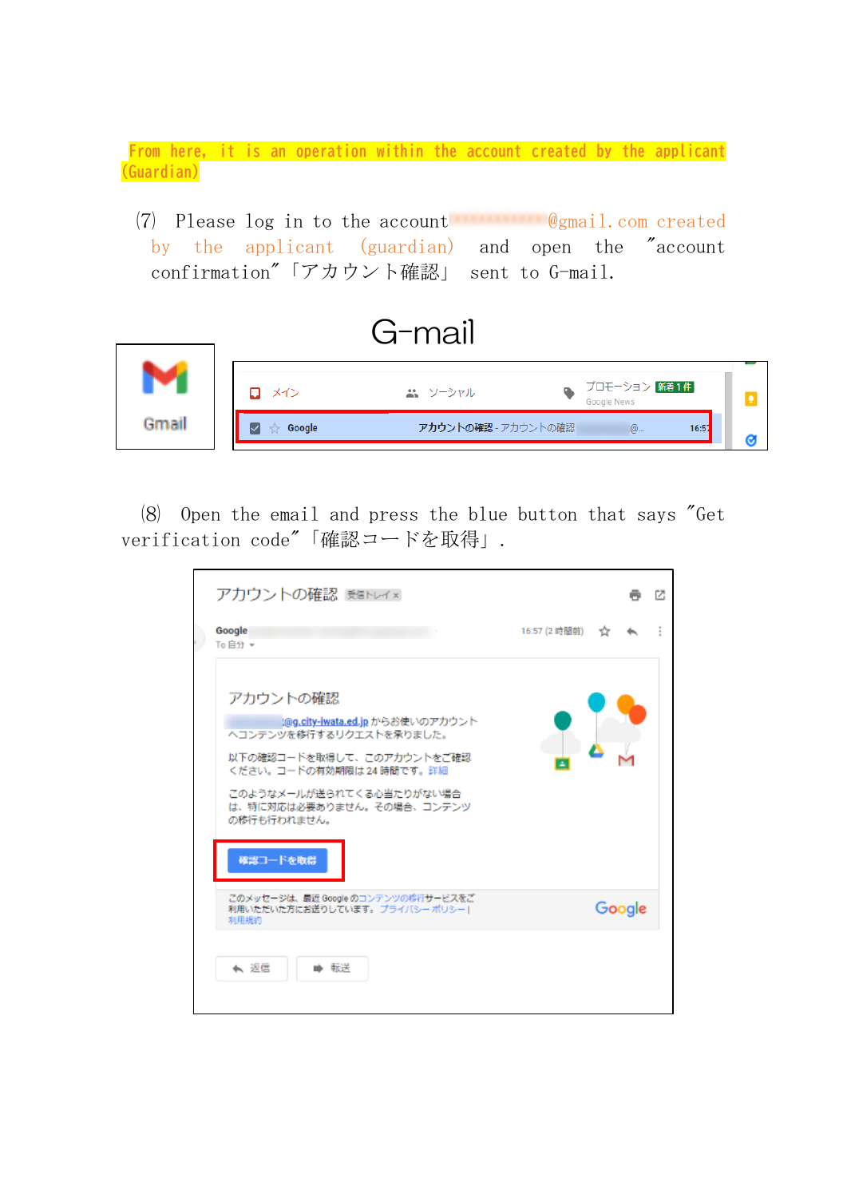From here, it is an operation within the account created by the applicant (Guardian)

(7) Please log in to the account \*\*\*\*\*\*\*\*\*\*\*\*@gmail.com created by the applicant (guardian) and open the "account confirmation"「アカウント確認」 sent to G-mail.

G-mail

(8) Open the email and press the blue button that says "Get verification code"「確認コードを取得」.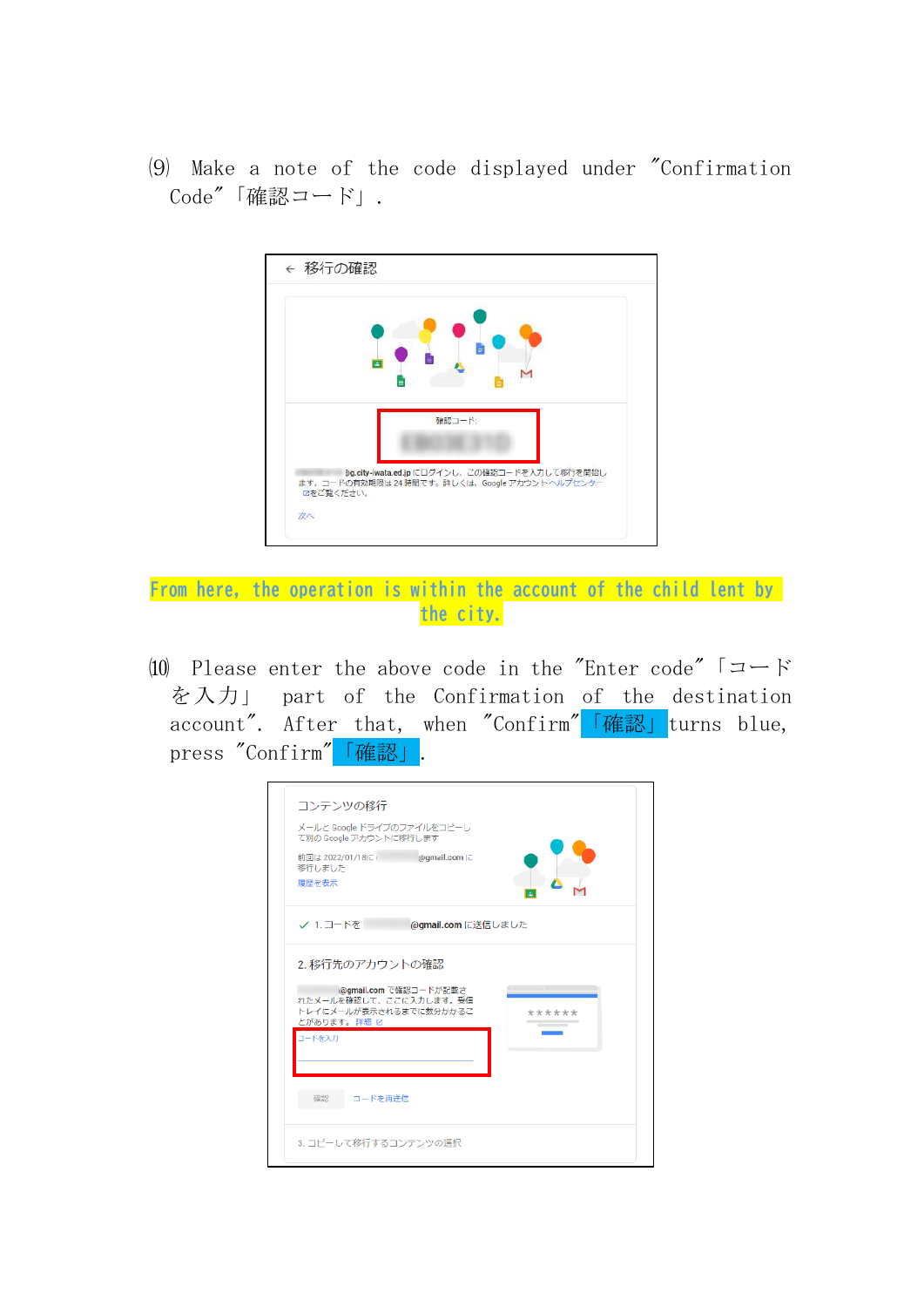(9) Make a note of the code displayed under "Confirmation Code"「確認コード」.

From here, the operation is within the account of the child lent by the city.

(10) Please enter the above code in the "Enter code"「コードを入力」 part of the Confirmation of the destination account". After that, when "Confirm"「確認」turns blue, press "Confirm"「確認」.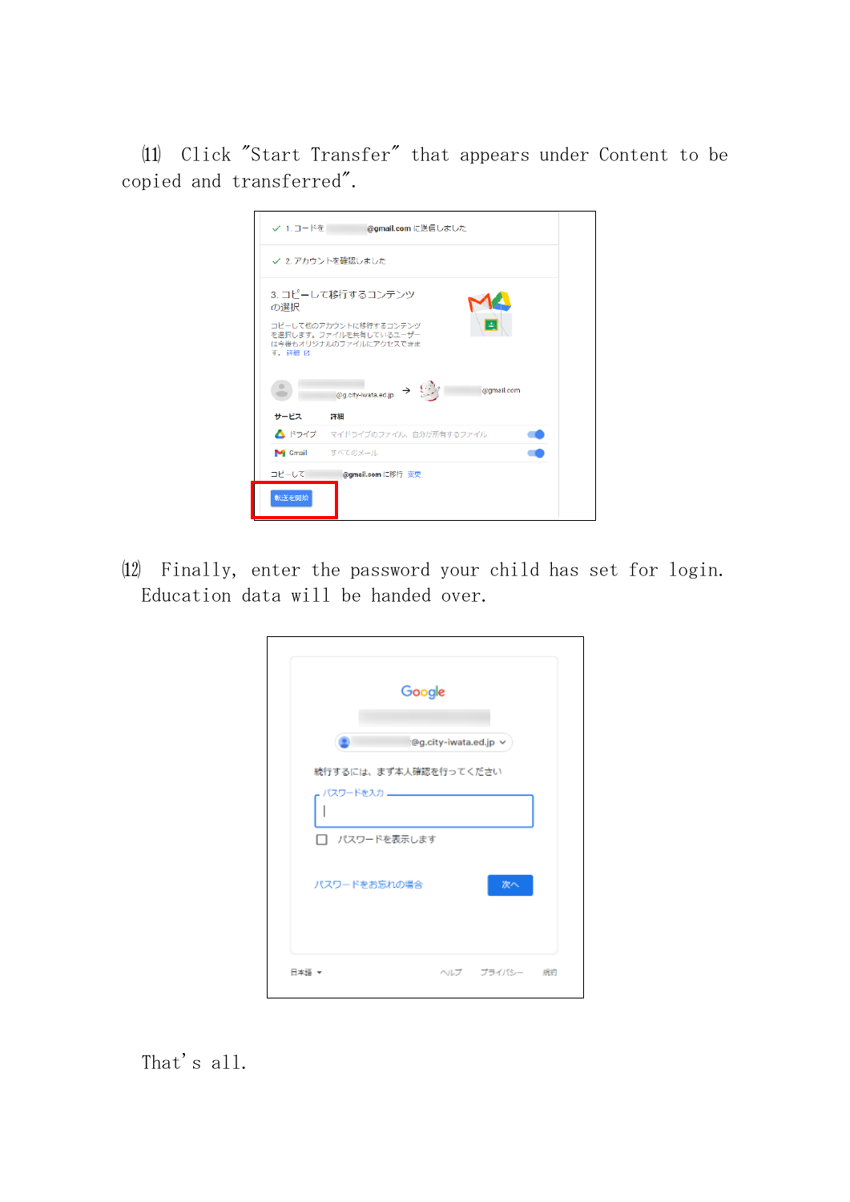(11) Click "Start Transfer" that appears under Content to be copied and transferred".

(12) Finally, enter the password your child has set for login. Education data will be handed over.

That's all.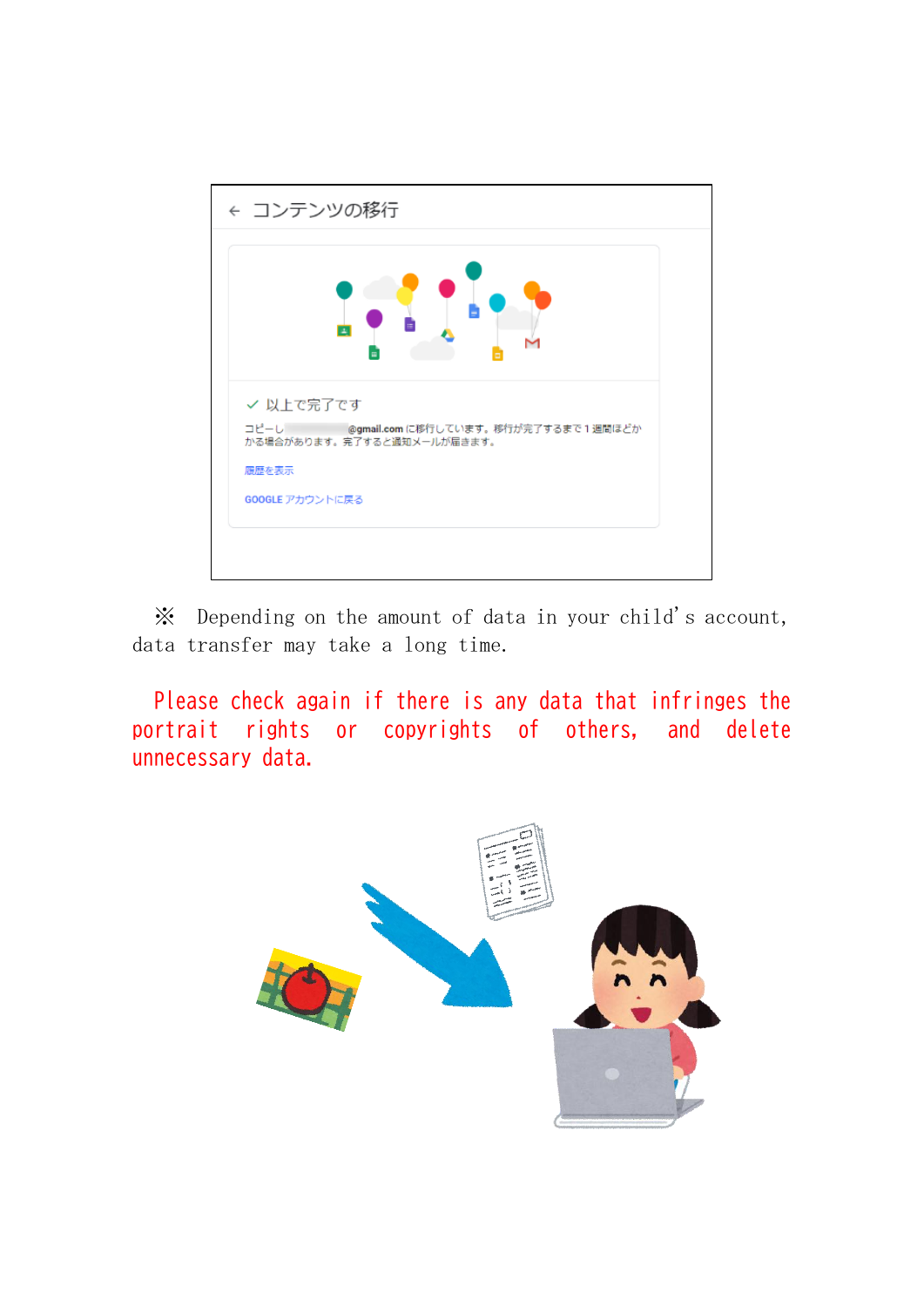※ Depending on the amount of data in your child's account, data transfer may take a long time.

Please check again if there is any data that infringes the portrait rights or copyrights of others, and delete unnecessary data.